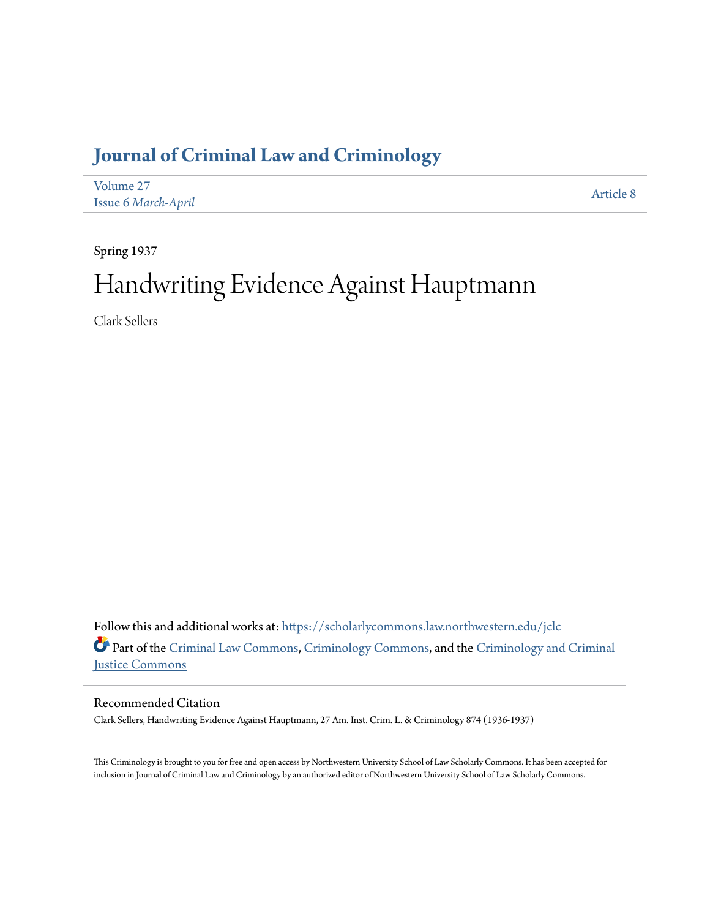# Journal of Criminal Law and Criminology

Volume 27
Issue 6 *March-April*

Article 8

Spring 1937

# Handwriting Evidence Against Hauptmann

Clark Sellers

Follow this and additional works at: https://scholarlycommons.law.northwestern.edu/jclc

Part of the Criminal Law Commons, Criminology Commons, and the Criminology and Criminal Justice Commons

## Recommended Citation

Clark Sellers, Handwriting Evidence Against Hauptmann, 27 Am. Inst. Crim. L. & Criminology 874 (1936-1937)

This Criminology is brought to you for free and open access by Northwestern University School of Law Scholarly Commons. It has been accepted for inclusion in Journal of Criminal Law and Criminology by an authorized editor of Northwestern University School of Law Scholarly Commons.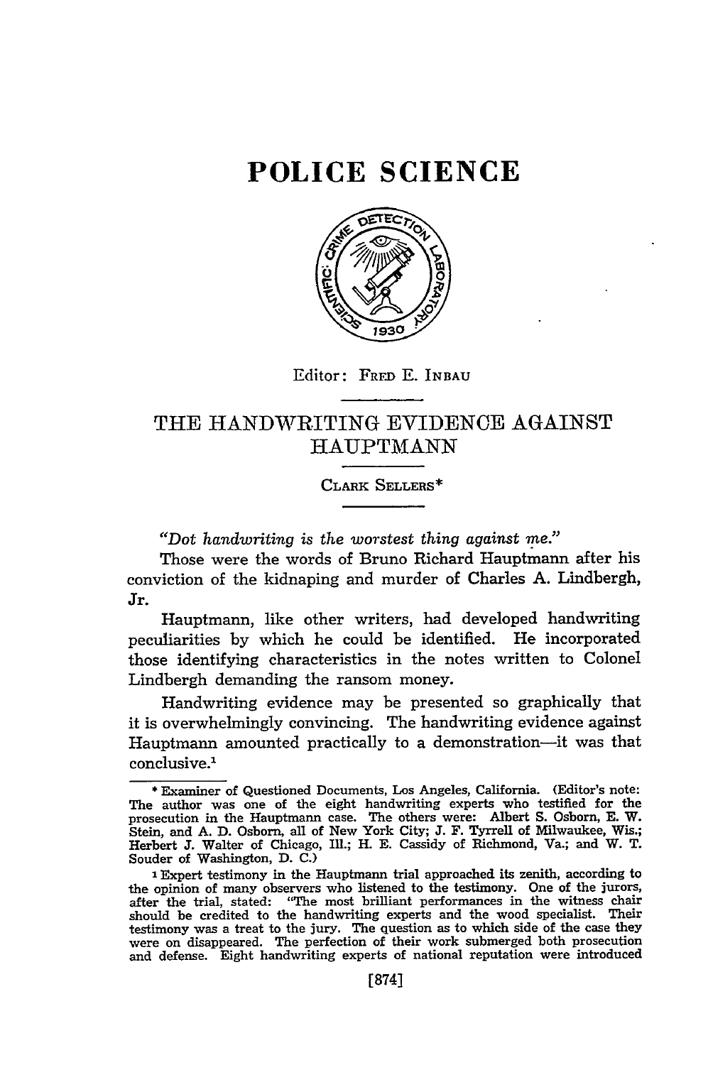# POLICE SCIENCE

Editor: FRED E. INBAU

## THE HANDWRITING EVIDENCE AGAINST HAUPTMANN

CLARK SELLERS*

*"Dot handwriting is the worstest thing against me."*

Those were the words of Bruno Richard Hauptmann after his conviction of the kidnaping and murder of Charles A. Lindbergh, Jr.

Hauptmann, like other writers, had developed handwriting peculiarities by which he could be identified. He incorporated those identifying characteristics in the notes written to Colonel Lindbergh demanding the ransom money.

Handwriting evidence may be presented so graphically that it is overwhelmingly convincing. The handwriting evidence against Hauptmann amounted practically to a demonstration—it was that conclusive.[1]

---

\* Examiner of Questioned Documents, Los Angeles, California. (Editor's note: The author was one of the eight handwriting experts who testified for the prosecution in the Hauptmann case. The others were: Albert S. Osborn, E. W. Stein, and A. D. Osborn, all of New York City; J. F. Tyrrell of Milwaukee, Wis.; Herbert J. Walter of Chicago, Ill.; H. E. Cassidy of Richmond, Va.; and W. T. Souder of Washington, D. C.)

[1] Expert testimony in the Hauptmann trial approached its zenith, according to the opinion of many observers who listened to the testimony. One of the jurors, after the trial, stated: "The most brilliant performances in the witness chair should be credited to the handwriting experts and the wood specialist. Their testimony was a treat to the jury. The question as to which side of the case they were on disappeared. The perfection of their work submerged both prosecution and defense. Eight handwriting experts of national reputation were introduced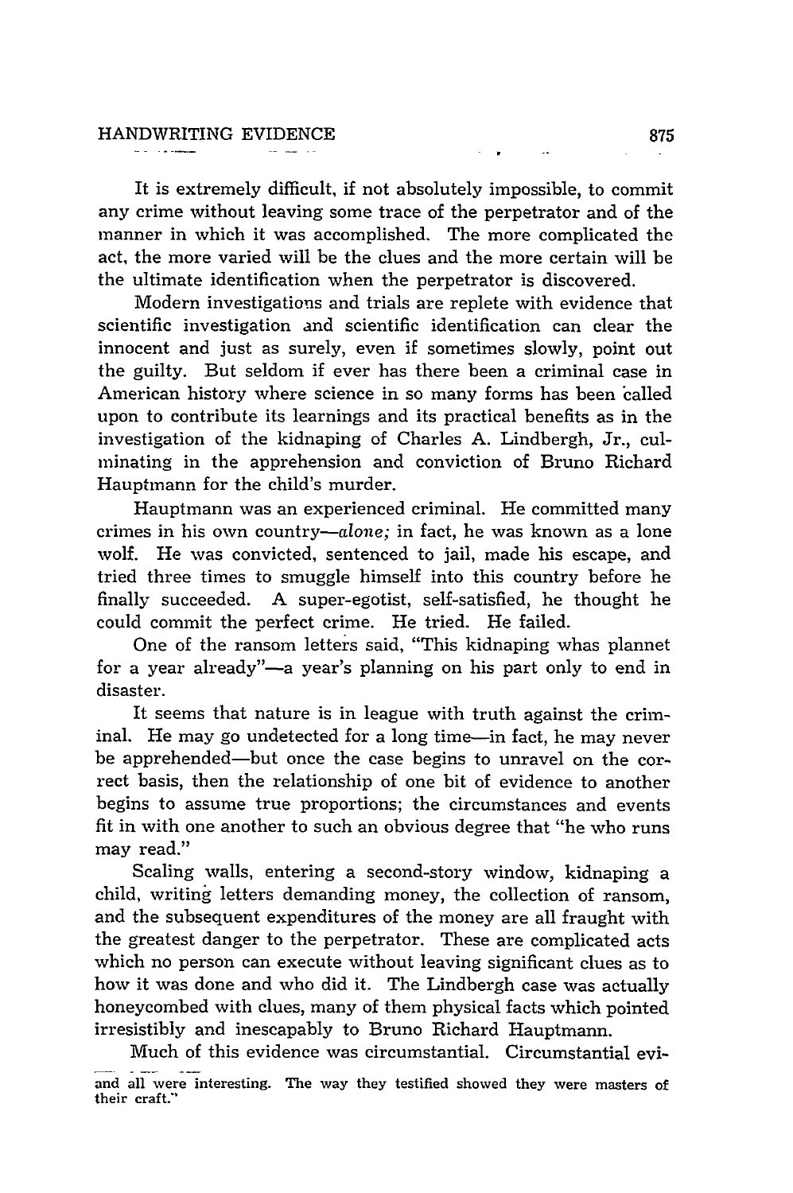It is extremely difficult, if not absolutely impossible, to commit any crime without leaving some trace of the perpetrator and of the manner in which it was accomplished. The more complicated the act, the more varied will be the clues and the more certain will be the ultimate identification when the perpetrator is discovered.

Modern investigations and trials are replete with evidence that scientific investigation and scientific identification can clear the innocent and just as surely, even if sometimes slowly, point out the guilty. But seldom if ever has there been a criminal case in American history where science in so many forms has been called upon to contribute its learnings and its practical benefits as in the investigation of the kidnaping of Charles A. Lindbergh, Jr., culminating in the apprehension and conviction of Bruno Richard Hauptmann for the child's murder.

Hauptmann was an experienced criminal. He committed many crimes in his own country—*alone;* in fact, he was known as a lone wolf. He was convicted, sentenced to jail, made his escape, and tried three times to smuggle himself into this country before he finally succeeded. A super-egotist, self-satisfied, he thought he could commit the perfect crime. He tried. He failed.

One of the ransom letters said, "This kidnaping whas plannet for a year already"—a year's planning on his part only to end in disaster.

It seems that nature is in league with truth against the criminal. He may go undetected for a long time—in fact, he may never be apprehended—but once the case begins to unravel on the correct basis, then the relationship of one bit of evidence to another begins to assume true proportions; the circumstances and events fit in with one another to such an obvious degree that "he who runs may read."

Scaling walls, entering a second-story window, kidnaping a child, writing letters demanding money, the collection of ransom, and the subsequent expenditures of the money are all fraught with the greatest danger to the perpetrator. These are complicated acts which no person can execute without leaving significant clues as to how it was done and who did it. The Lindbergh case was actually honeycombed with clues, many of them physical facts which pointed irresistibly and inescapably to Bruno Richard Hauptmann.

Much of this evidence was circumstantial. Circumstantial evi-

and all were interesting. The way they testified showed they were masters of their craft."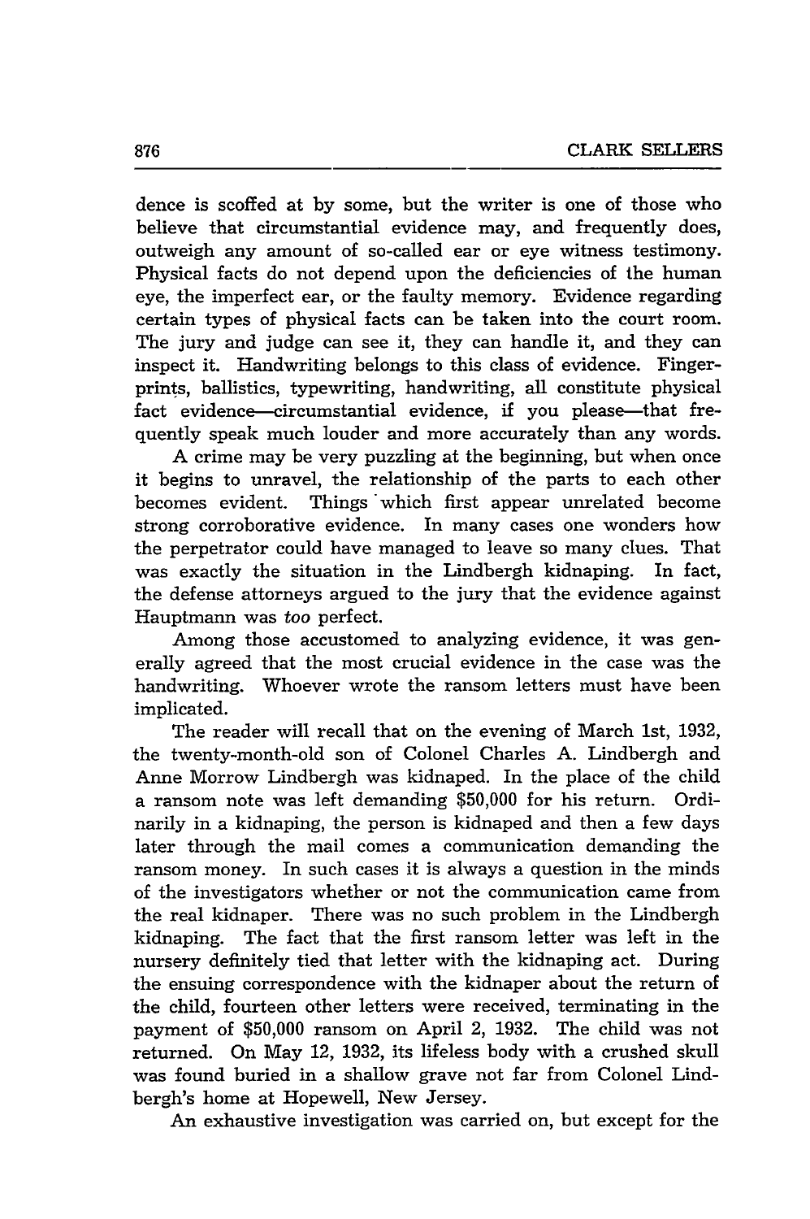dence is scoffed at by some, but the writer is one of those who believe that circumstantial evidence may, and frequently does, outweigh any amount of so-called ear or eye witness testimony. Physical facts do not depend upon the deficiencies of the human eye, the imperfect ear, or the faulty memory. Evidence regarding certain types of physical facts can be taken into the court room. The jury and judge can see it, they can handle it, and they can inspect it. Handwriting belongs to this class of evidence. Fingerprints, ballistics, typewriting, handwriting, all constitute physical fact evidence—circumstantial evidence, if you please—that frequently speak much louder and more accurately than any words.

A crime may be very puzzling at the beginning, but when once it begins to unravel, the relationship of the parts to each other becomes evident. Things which first appear unrelated become strong corroborative evidence. In many cases one wonders how the perpetrator could have managed to leave so many clues. That was exactly the situation in the Lindbergh kidnaping. In fact, the defense attorneys argued to the jury that the evidence against Hauptmann was *too* perfect.

Among those accustomed to analyzing evidence, it was generally agreed that the most crucial evidence in the case was the handwriting. Whoever wrote the ransom letters must have been implicated.

The reader will recall that on the evening of March 1st, 1932, the twenty-month-old son of Colonel Charles A. Lindbergh and Anne Morrow Lindbergh was kidnaped. In the place of the child a ransom note was left demanding $50,000 for his return. Ordinarily in a kidnaping, the person is kidnaped and then a few days later through the mail comes a communication demanding the ransom money. In such cases it is always a question in the minds of the investigators whether or not the communication came from the real kidnaper. There was no such problem in the Lindbergh kidnaping. The fact that the first ransom letter was left in the nursery definitely tied that letter with the kidnaping act. During the ensuing correspondence with the kidnaper about the return of the child, fourteen other letters were received, terminating in the payment of $50,000 ransom on April 2, 1932. The child was not returned. On May 12, 1932, its lifeless body with a crushed skull was found buried in a shallow grave not far from Colonel Lindbergh's home at Hopewell, New Jersey.

An exhaustive investigation was carried on, but except for the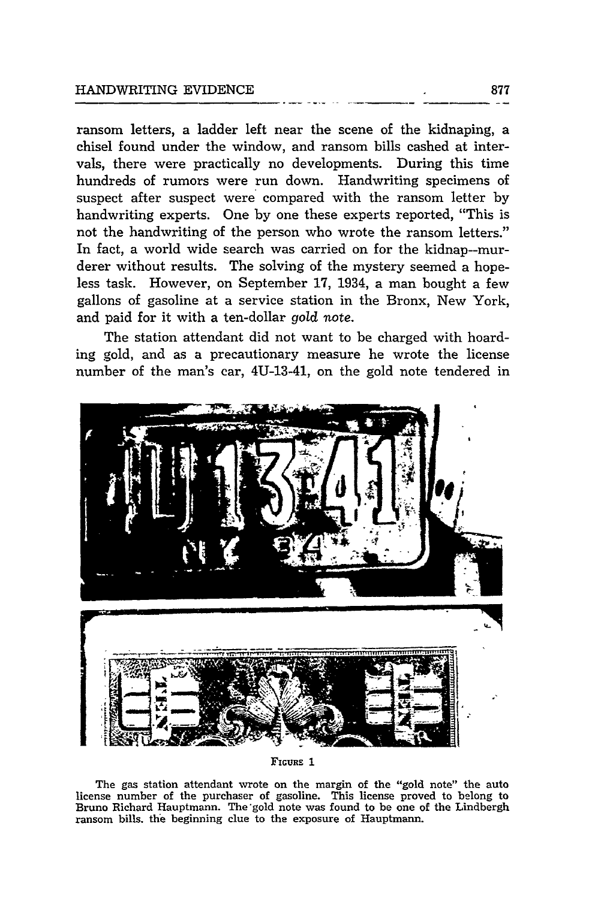ransom letters, a ladder left near the scene of the kidnaping, a chisel found under the window, and ransom bills cashed at intervals, there were practically no developments. During this time hundreds of rumors were run down. Handwriting specimens of suspect after suspect were compared with the ransom letter by handwriting experts. One by one these experts reported, "This is not the handwriting of the person who wrote the ransom letters." In fact, a world wide search was carried on for the kidnap--murderer without results. The solving of the mystery seemed a hopeless task. However, on September 17, 1934, a man bought a few gallons of gasoline at a service station in the Bronx, New York, and paid for it with a ten-dollar *gold note*.

The station attendant did not want to be charged with hoarding gold, and as a precautionary measure he wrote the license number of the man's car, 4U-13-41, on the gold note tendered in

FIGURE 1

The gas station attendant wrote on the margin of the "gold note" the auto license number of the purchaser of gasoline. This license proved to belong to Bruno Richard Hauptmann. The gold note was found to be one of the Lindbergh ransom bills. the beginning clue to the exposure of Hauptmann.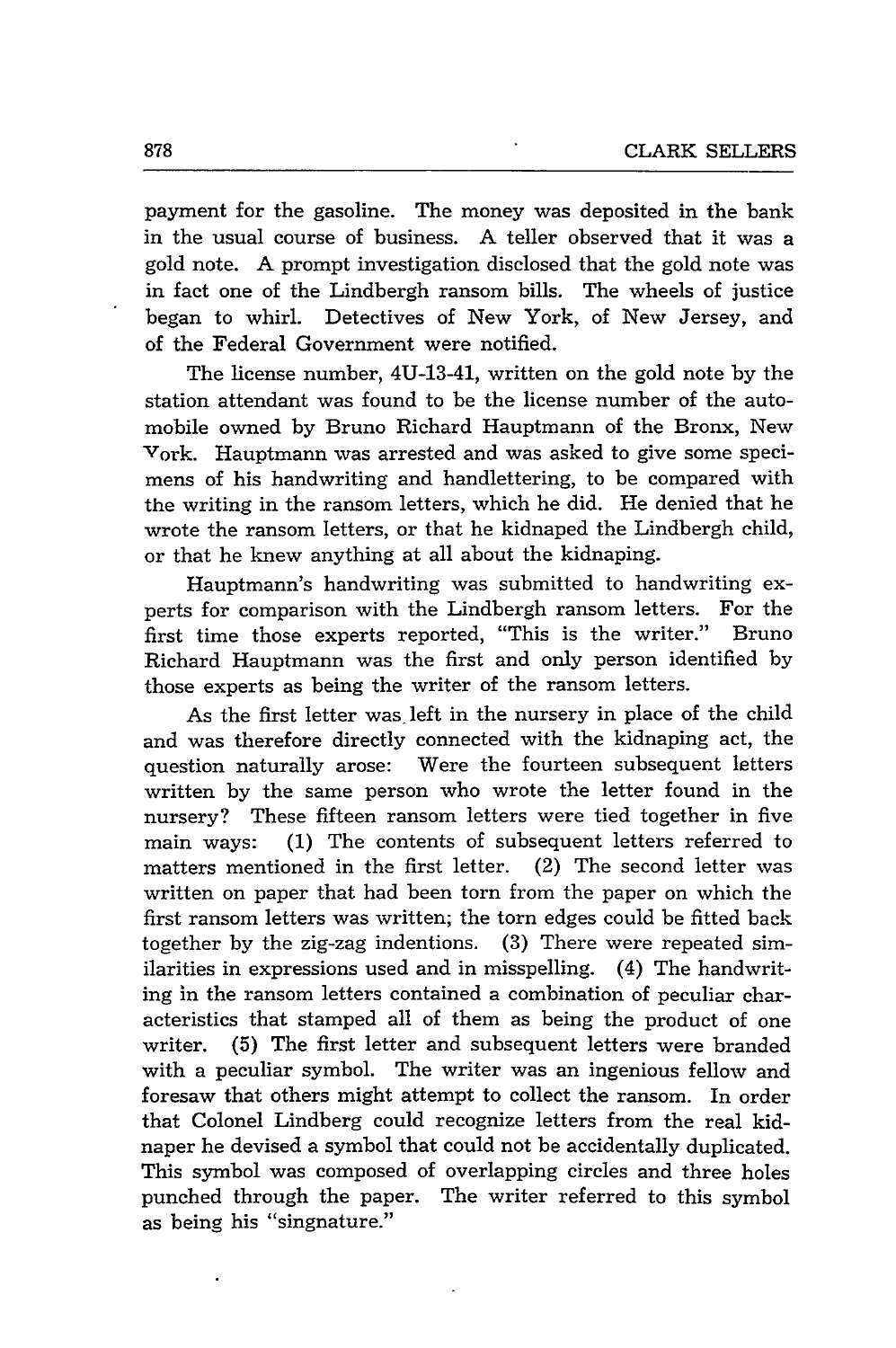payment for the gasoline. The money was deposited in the bank in the usual course of business. A teller observed that it was a gold note. A prompt investigation disclosed that the gold note was in fact one of the Lindbergh ransom bills. The wheels of justice began to whirl. Detectives of New York, of New Jersey, and of the Federal Government were notified.

The license number, 4U-13-41, written on the gold note by the station attendant was found to be the license number of the automobile owned by Bruno Richard Hauptmann of the Bronx, New York. Hauptmann was arrested and was asked to give some specimens of his handwriting and handlettering, to be compared with the writing in the ransom letters, which he did. He denied that he wrote the ransom letters, or that he kidnaped the Lindbergh child, or that he knew anything at all about the kidnaping.

Hauptmann's handwriting was submitted to handwriting experts for comparison with the Lindbergh ransom letters. For the first time those experts reported, "This is the writer." Bruno Richard Hauptmann was the first and only person identified by those experts as being the writer of the ransom letters.

As the first letter was left in the nursery in place of the child and was therefore directly connected with the kidnaping act, the question naturally arose: Were the fourteen subsequent letters written by the same person who wrote the letter found in the nursery? These fifteen ransom letters were tied together in five main ways: (1) The contents of subsequent letters referred to matters mentioned in the first letter. (2) The second letter was written on paper that had been torn from the paper on which the first ransom letters was written; the torn edges could be fitted back together by the zig-zag indentions. (3) There were repeated similarities in expressions used and in misspelling. (4) The handwriting in the ransom letters contained a combination of peculiar characteristics that stamped all of them as being the product of one writer. (5) The first letter and subsequent letters were branded with a peculiar symbol. The writer was an ingenious fellow and foresaw that others might attempt to collect the ransom. In order that Colonel Lindberg could recognize letters from the real kidnaper he devised a symbol that could not be accidentally duplicated. This symbol was composed of overlapping circles and three holes punched through the paper. The writer referred to this symbol as being his "singnature."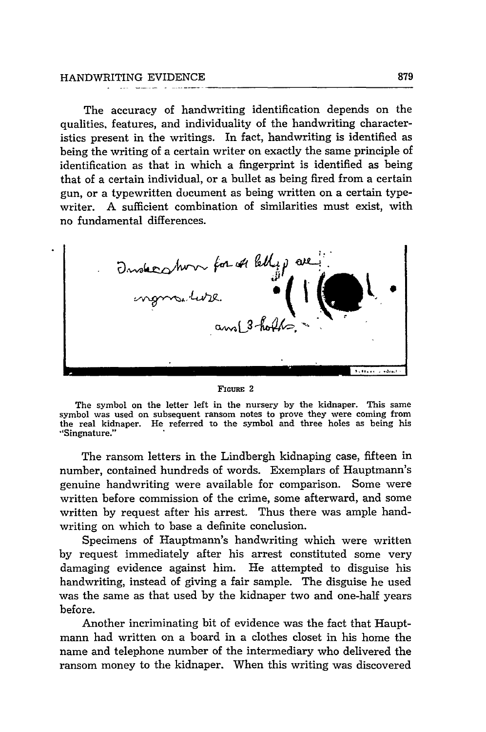The accuracy of handwriting identification depends on the qualities, features, and individuality of the handwriting characteristics present in the writings. In fact, handwriting is identified as being the writing of a certain writer on exactly the same principle of identification as that in which a fingerprint is identified as being that of a certain individual, or a bullet as being fired from a certain gun, or a typewritten document as being written on a certain typewriter. A sufficient combination of similarities must exist, with no fundamental differences.

FIGURE 2

The symbol on the letter left in the nursery by the kidnaper. This same symbol was used on subsequent ransom notes to prove they were coming from the real kidnaper. He referred to the symbol and three holes as being his "Singnature."

The ransom letters in the Lindbergh kidnaping case, fifteen in number, contained hundreds of words. Exemplars of Hauptmann's genuine handwriting were available for comparison. Some were written before commission of the crime, some afterward, and some written by request after his arrest. Thus there was ample handwriting on which to base a definite conclusion.

Specimens of Hauptmann's handwriting which were written by request immediately after his arrest constituted some very damaging evidence against him. He attempted to disguise his handwriting, instead of giving a fair sample. The disguise he used was the same as that used by the kidnaper two and one-half years before.

Another incriminating bit of evidence was the fact that Hauptmann had written on a board in a clothes closet in his home the name and telephone number of the intermediary who delivered the ransom money to the kidnaper. When this writing was discovered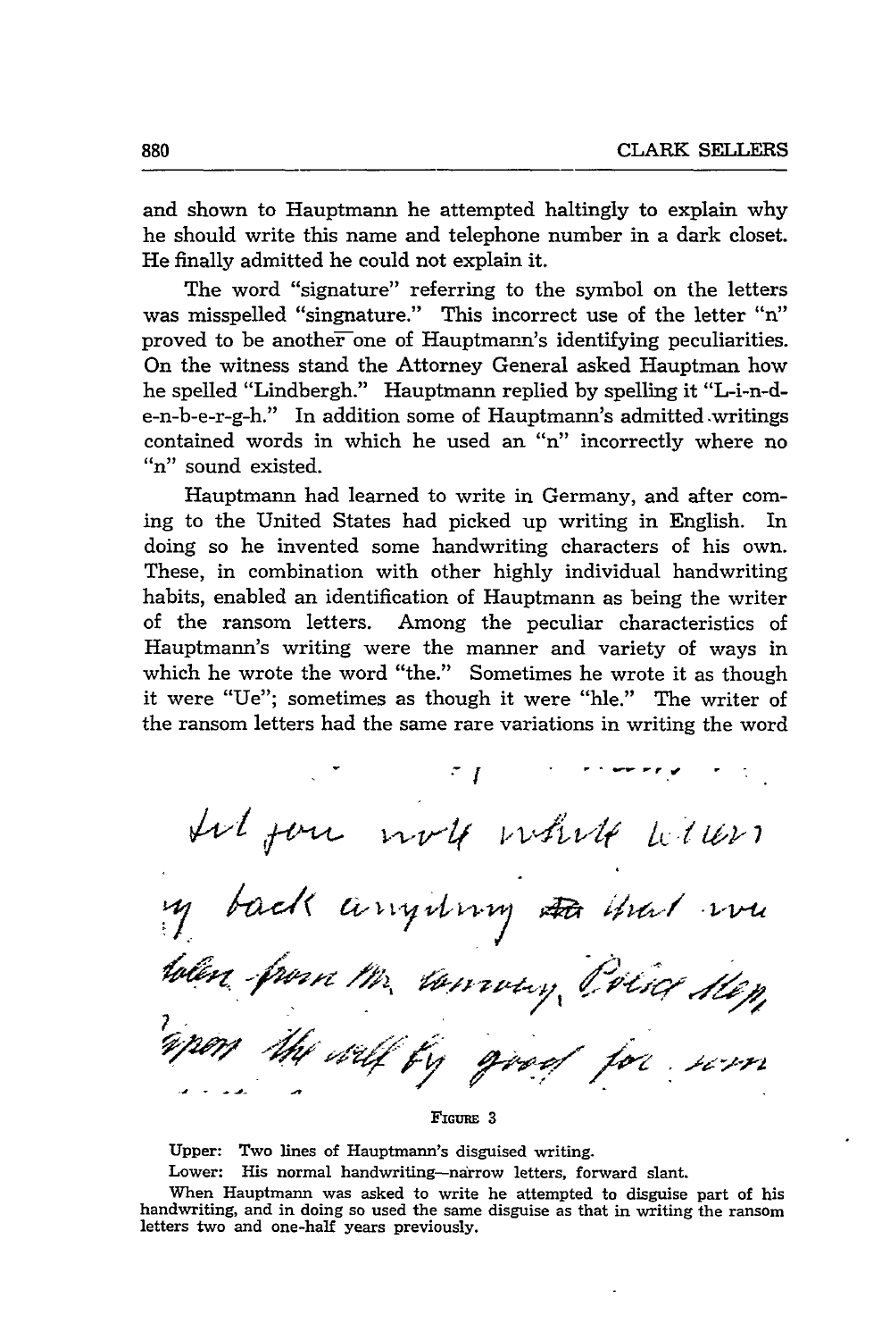and shown to Hauptmann he attempted haltingly to explain why he should write this name and telephone number in a dark closet. He finally admitted he could not explain it.

The word "signature" referring to the symbol on the letters was misspelled "singnature." This incorrect use of the letter "n" proved to be another one of Hauptmann's identifying peculiarities. On the witness stand the Attorney General asked Hauptman how he spelled "Lindbergh." Hauptmann replied by spelling it "L-i-n-d-e-n-b-e-r-g-h." In addition some of Hauptmann's admitted writings contained words in which he used an "n" incorrectly where no "n" sound existed.

Hauptmann had learned to write in Germany, and after coming to the United States had picked up writing in English. In doing so he invented some handwriting characters of his own. These, in combination with other highly individual handwriting habits, enabled an identification of Hauptmann as being the writer of the ransom letters. Among the peculiar characteristics of Hauptmann's writing were the manner and variety of ways in which he wrote the word "the." Sometimes he wrote it as though it were "Ue"; sometimes as though it were "hle." The writer of the ransom letters had the same rare variations in writing the word

FIGURE 3

Upper: Two lines of Hauptmann's disguised writing.

Lower: His normal handwriting—narrow letters, forward slant.

When Hauptmann was asked to write he attempted to disguise part of his handwriting, and in doing so used the same disguise as that in writing the ransom letters two and one-half years previously.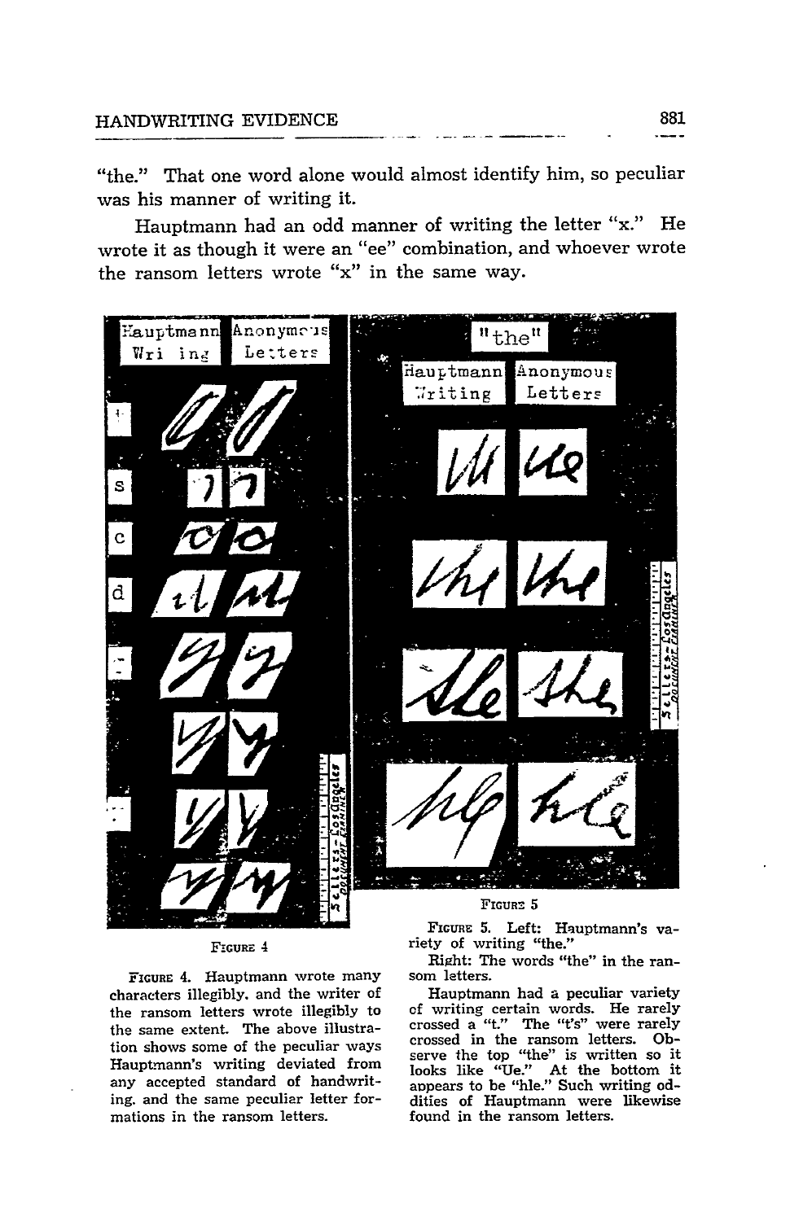"the." That one word alone would almost identify him, so peculiar was his manner of writing it.

Hauptmann had an odd manner of writing the letter "x." He wrote it as though it were an "ee" combination, and whoever wrote the ransom letters wrote "x" in the same way.

FIGURE 4

FIGURE 4. Hauptmann wrote many characters illegibly, and the writer of the ransom letters wrote illegibly to the same extent. The above illustration shows some of the peculiar ways Hauptmann's writing deviated from any accepted standard of handwriting, and the same peculiar letter formations in the ransom letters.

FIGURE 5

FIGURE 5. Left: Hauptmann's variety of writing "the."

Right: The words "the" in the ransom letters.

Hauptmann had a peculiar variety of writing certain words. He rarely crossed a "t." The "t's" were rarely crossed in the ransom letters. Observe the top "the" is written so it looks like "Ue." At the bottom it appears to be "hle." Such writing oddities of Hauptmann were likewise found in the ransom letters.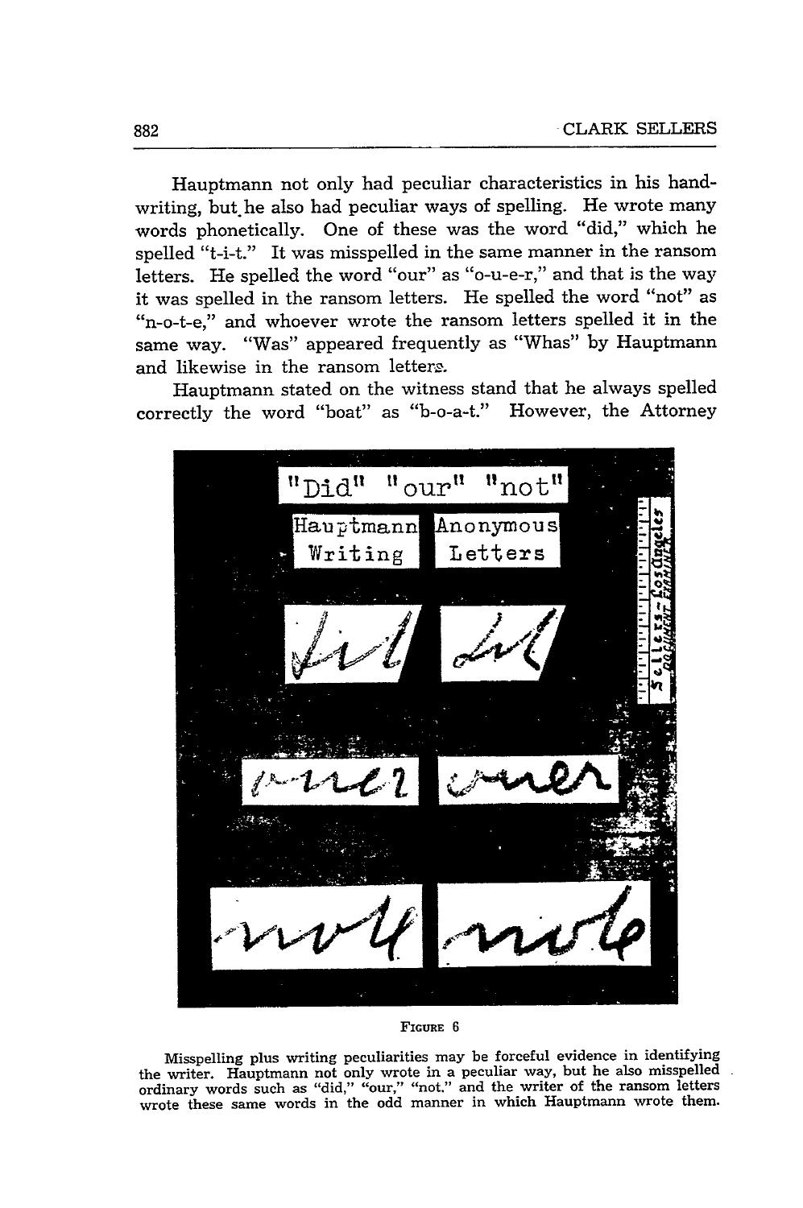Hauptmann not only had peculiar characteristics in his handwriting, but he also had peculiar ways of spelling. He wrote many words phonetically. One of these was the word "did," which he spelled "t-i-t." It was misspelled in the same manner in the ransom letters. He spelled the word "our" as "o-u-e-r," and that is the way it was spelled in the ransom letters. He spelled the word "not" as "n-o-t-e," and whoever wrote the ransom letters spelled it in the same way. "Was" appeared frequently as "Whas" by Hauptmann and likewise in the ransom letters.

Hauptmann stated on the witness stand that he always spelled correctly the word "boat" as "b-o-a-t." However, the Attorney

FIGURE 6

Misspelling plus writing peculiarities may be forceful evidence in identifying the writer. Hauptmann not only wrote in a peculiar way, but he also misspelled ordinary words such as "did," "our," "not." and the writer of the ransom letters wrote these same words in the odd manner in which Hauptmann wrote them.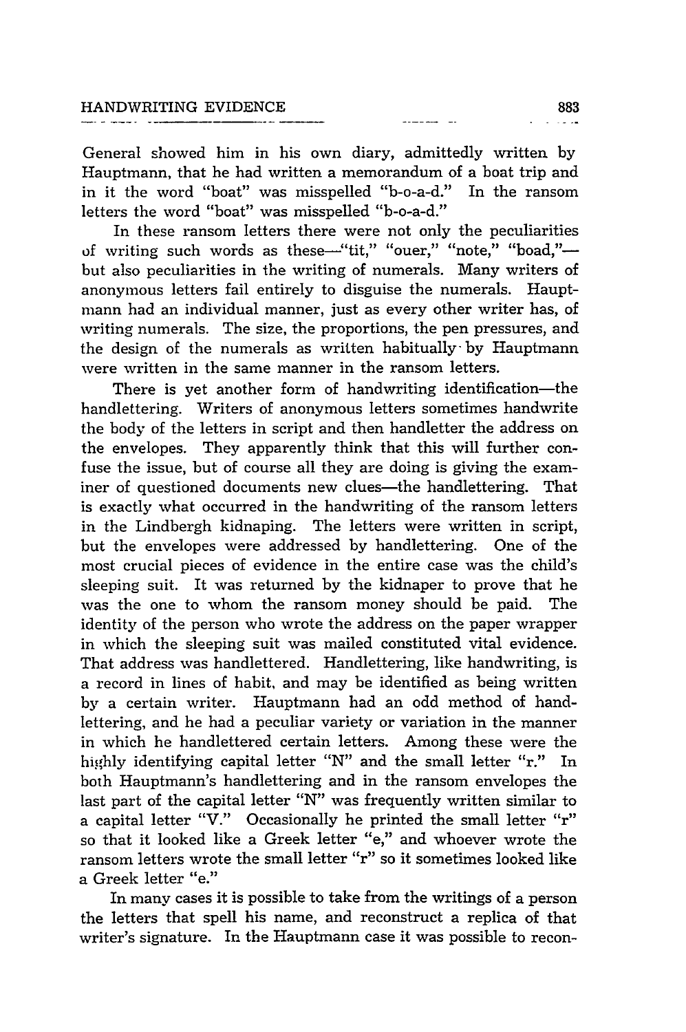General showed him in his own diary, admittedly written by Hauptmann, that he had written a memorandum of a boat trip and in it the word "boat" was misspelled "b-o-a-d." In the ransom letters the word "boat" was misspelled "b-o-a-d."

In these ransom letters there were not only the peculiarities of writing such words as these—"tit," "ouer," "note," "boad,"—but also peculiarities in the writing of numerals. Many writers of anonymous letters fail entirely to disguise the numerals. Hauptmann had an individual manner, just as every other writer has, of writing numerals. The size, the proportions, the pen pressures, and the design of the numerals as written habitually by Hauptmann were written in the same manner in the ransom letters.

There is yet another form of handwriting identification—the handlettering. Writers of anonymous letters sometimes handwrite the body of the letters in script and then handletter the address on the envelopes. They apparently think that this will further confuse the issue, but of course all they are doing is giving the examiner of questioned documents new clues—the handlettering. That is exactly what occurred in the handwriting of the ransom letters in the Lindbergh kidnaping. The letters were written in script, but the envelopes were addressed by handlettering. One of the most crucial pieces of evidence in the entire case was the child's sleeping suit. It was returned by the kidnaper to prove that he was the one to whom the ransom money should be paid. The identity of the person who wrote the address on the paper wrapper in which the sleeping suit was mailed constituted vital evidence. That address was handlettered. Handlettering, like handwriting, is a record in lines of habit, and may be identified as being written by a certain writer. Hauptmann had an odd method of handlettering, and he had a peculiar variety or variation in the manner in which he handlettered certain letters. Among these were the highly identifying capital letter "N" and the small letter "r." In both Hauptmann's handlettering and in the ransom envelopes the last part of the capital letter "N" was frequently written similar to a capital letter "V." Occasionally he printed the small letter "r" so that it looked like a Greek letter "e," and whoever wrote the ransom letters wrote the small letter "r" so it sometimes looked like a Greek letter "e."

In many cases it is possible to take from the writings of a person the letters that spell his name, and reconstruct a replica of that writer's signature. In the Hauptmann case it was possible to recon-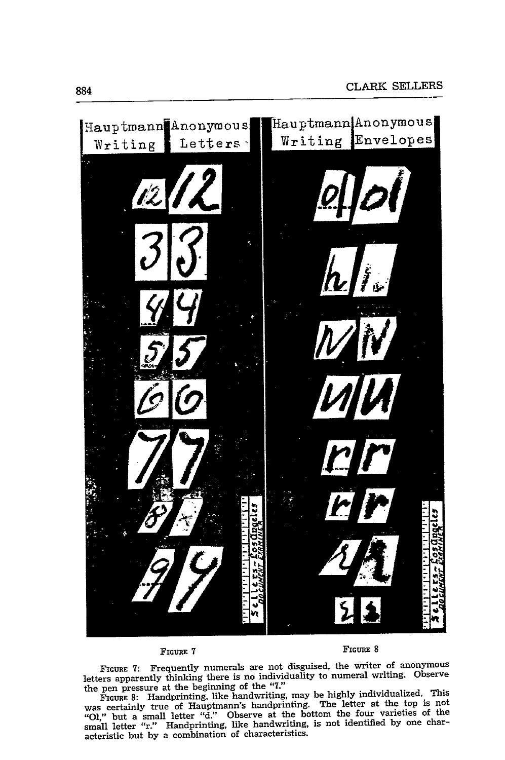| Hauptmann Writing | Anonymous Letters |
|---|---|

| Hauptmann Writing | Anonymous Envelopes |
|---|---|

FIGURE 7

FIGURE 8

FIGURE 7: Frequently numerals are not disguised, the writer of anonymous letters apparently thinking there is no individuality to numeral writing. Observe the pen pressure at the beginning of the "7."

FIGURE 8: Handprinting, like handwriting, may be highly individualized. This was certainly true of Hauptmann's handprinting. The letter at the top is not "Ol," but a small letter "d." Observe at the bottom the four varieties of the small letter "r." Handprinting, like handwriting, is not identified by one characteristic but by a combination of characteristics.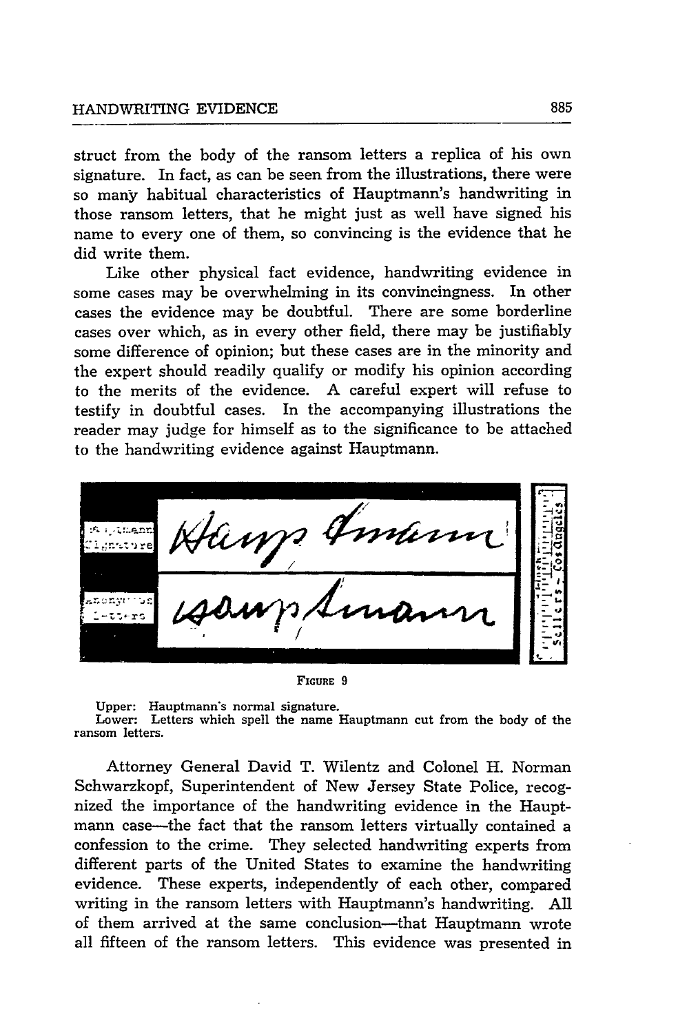struct from the body of the ransom letters a replica of his own signature. In fact, as can be seen from the illustrations, there were so many habitual characteristics of Hauptmann's handwriting in those ransom letters, that he might just as well have signed his name to every one of them, so convincing is the evidence that he did write them.

Like other physical fact evidence, handwriting evidence in some cases may be overwhelming in its convincingness. In other cases the evidence may be doubtful. There are some borderline cases over which, as in every other field, there may be justifiably some difference of opinion; but these cases are in the minority and the expert should readily qualify or modify his opinion according to the merits of the evidence. A careful expert will refuse to testify in doubtful cases. In the accompanying illustrations the reader may judge for himself as to the significance to be attached to the handwriting evidence against Hauptmann.

FIGURE 9

Upper: Hauptmann's normal signature.
Lower: Letters which spell the name Hauptmann cut from the body of the ransom letters.

Attorney General David T. Wilentz and Colonel H. Norman Schwarzkopf, Superintendent of New Jersey State Police, recognized the importance of the handwriting evidence in the Hauptmann case—the fact that the ransom letters virtually contained a confession to the crime. They selected handwriting experts from different parts of the United States to examine the handwriting evidence. These experts, independently of each other, compared writing in the ransom letters with Hauptmann's handwriting. All of them arrived at the same conclusion—that Hauptmann wrote all fifteen of the ransom letters. This evidence was presented in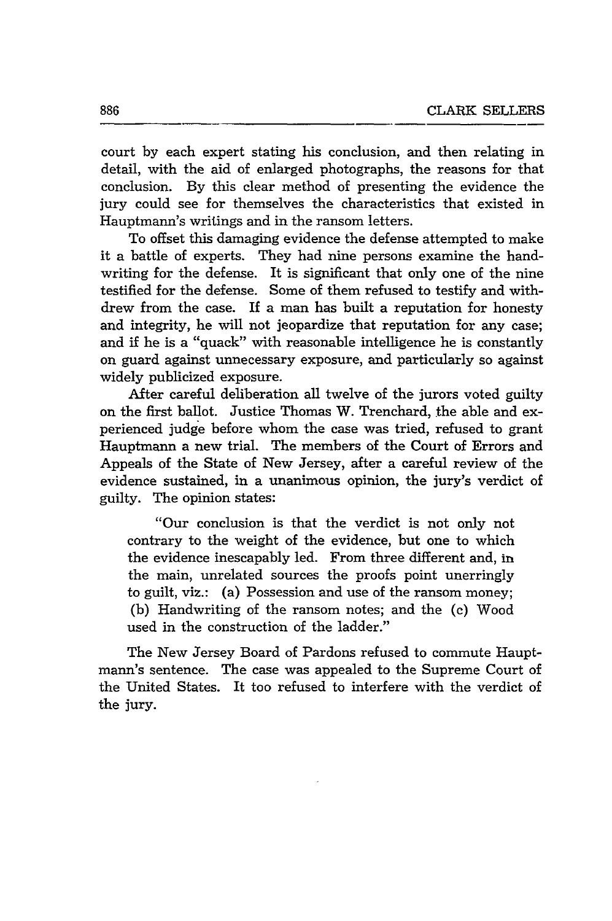court by each expert stating his conclusion, and then relating in detail, with the aid of enlarged photographs, the reasons for that conclusion. By this clear method of presenting the evidence the jury could see for themselves the characteristics that existed in Hauptmann's writings and in the ransom letters.

To offset this damaging evidence the defense attempted to make it a battle of experts. They had nine persons examine the handwriting for the defense. It is significant that only one of the nine testified for the defense. Some of them refused to testify and withdrew from the case. If a man has built a reputation for honesty and integrity, he will not jeopardize that reputation for any case; and if he is a "quack" with reasonable intelligence he is constantly on guard against unnecessary exposure, and particularly so against widely publicized exposure.

After careful deliberation all twelve of the jurors voted guilty on the first ballot. Justice Thomas W. Trenchard, the able and experienced judge before whom the case was tried, refused to grant Hauptmann a new trial. The members of the Court of Errors and Appeals of the State of New Jersey, after a careful review of the evidence sustained, in a unanimous opinion, the jury's verdict of guilty. The opinion states:

> "Our conclusion is that the verdict is not only not contrary to the weight of the evidence, but one to which the evidence inescapably led. From three different and, in the main, unrelated sources the proofs point unerringly to guilt, viz.: (a) Possession and use of the ransom money; (b) Handwriting of the ransom notes; and the (c) Wood used in the construction of the ladder."

The New Jersey Board of Pardons refused to commute Hauptmann's sentence. The case was appealed to the Supreme Court of the United States. It too refused to interfere with the verdict of the jury.